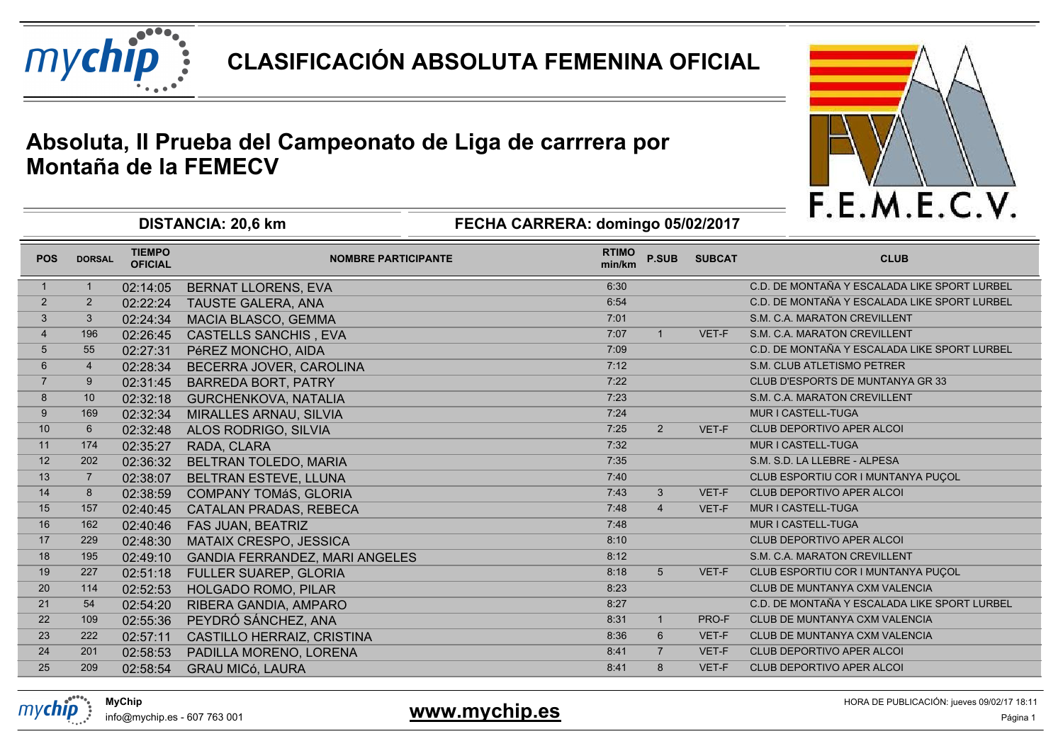# CLASIFICACIÓN ABSOLUTA FEMENINA OFICIAL

## Absoluta, II Prueba del Campeonato de Liga de carrrera por Montaña de la FEMECV

F.E.M.E.C.V.

**DISTANCIA: 20,6 km** **FECHA CARRERA: domingo 05/02/2017**

| POS | DORSAL | TIEMPO OFICIAL | NOMBRE PARTICIPANTE | RTIMO min/km | P.SUB | SUBCAT | CLUB |
|---|---|---|---|---|---|---|---|
| 1 | 1 | 02:14:05 | BERNAT LLORENS, EVA | 6:30 | | | C.D. DE MONTAÑA Y ESCALADA LIKE SPORT LURBEL |
| 2 | 2 | 02:22:24 | TAUSTE GALERA, ANA | 6:54 | | | C.D. DE MONTAÑA Y ESCALADA LIKE SPORT LURBEL |
| 3 | 3 | 02:24:34 | MACIA BLASCO, GEMMA | 7:01 | | | S.M. C.A. MARATON CREVILLENT |
| 4 | 196 | 02:26:45 | CASTELLS SANCHIS , EVA | 7:07 | 1 | VET-F | S.M. C.A. MARATON CREVILLENT |
| 5 | 55 | 02:27:31 | PéREZ MONCHO, AIDA | 7:09 | | | C.D. DE MONTAÑA Y ESCALADA LIKE SPORT LURBEL |
| 6 | 4 | 02:28:34 | BECERRA JOVER, CAROLINA | 7:12 | | | S.M. CLUB ATLETISMO PETRER |
| 7 | 9 | 02:31:45 | BARREDA BORT, PATRY | 7:22 | | | CLUB D'ESPORTS DE MUNTANYA GR 33 |
| 8 | 10 | 02:32:18 | GURCHENKOVA, NATALIA | 7:23 | | | S.M. C.A. MARATON CREVILLENT |
| 9 | 169 | 02:32:34 | MIRALLES ARNAU, SILVIA | 7:24 | | | MUR I CASTELL-TUGA |
| 10 | 6 | 02:32:48 | ALOS RODRIGO, SILVIA | 7:25 | 2 | VET-F | CLUB DEPORTIVO APER ALCOI |
| 11 | 174 | 02:35:27 | RADA, CLARA | 7:32 | | | MUR I CASTELL-TUGA |
| 12 | 202 | 02:36:32 | BELTRAN TOLEDO, MARIA | 7:35 | | | S.M. S.D. LA LLEBRE - ALPESA |
| 13 | 7 | 02:38:07 | BELTRAN ESTEVE, LLUNA | 7:40 | | | CLUB ESPORTIU COR I MUNTANYA PUÇOL |
| 14 | 8 | 02:38:59 | COMPANY TOMáS, GLORIA | 7:43 | 3 | VET-F | CLUB DEPORTIVO APER ALCOI |
| 15 | 157 | 02:40:45 | CATALAN PRADAS, REBECA | 7:48 | 4 | VET-F | MUR I CASTELL-TUGA |
| 16 | 162 | 02:40:46 | FAS JUAN, BEATRIZ | 7:48 | | | MUR I CASTELL-TUGA |
| 17 | 229 | 02:48:30 | MATAIX CRESPO, JESSICA | 8:10 | | | CLUB DEPORTIVO APER ALCOI |
| 18 | 195 | 02:49:10 | GANDIA FERRANDEZ, MARI ANGELES | 8:12 | | | S.M. C.A. MARATON CREVILLENT |
| 19 | 227 | 02:51:18 | FULLER SUAREP, GLORIA | 8:18 | 5 | VET-F | CLUB ESPORTIU COR I MUNTANYA PUÇOL |
| 20 | 114 | 02:52:53 | HOLGADO ROMO, PILAR | 8:23 | | | CLUB DE MUNTANYA CXM VALENCIA |
| 21 | 54 | 02:54:20 | RIBERA GANDIA, AMPARO | 8:27 | | | C.D. DE MONTAÑA Y ESCALADA LIKE SPORT LURBEL |
| 22 | 109 | 02:55:36 | PEYDRÓ SÁNCHEZ, ANA | 8:31 | 1 | PRO-F | CLUB DE MUNTANYA CXM VALENCIA |
| 23 | 222 | 02:57:11 | CASTILLO HERRAIZ, CRISTINA | 8:36 | 6 | VET-F | CLUB DE MUNTANYA CXM VALENCIA |
| 24 | 201 | 02:58:53 | PADILLA MORENO, LORENA | 8:41 | 7 | VET-F | CLUB DEPORTIVO APER ALCOI |
| 25 | 209 | 02:58:54 | GRAU MICó, LAURA | 8:41 | 8 | VET-F | CLUB DEPORTIVO APER ALCOI |

**MyChip**
info@mychip.es - 607 763 001

**www.mychip.es**

HORA DE PUBLICACIÓN: jueves 09/02/17 18:11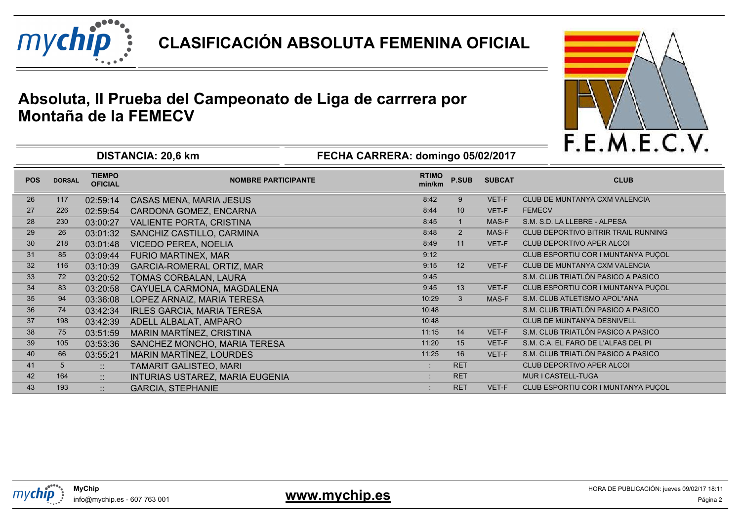# CLASIFICACIÓN ABSOLUTA FEMENINA OFICIAL

## Absoluta, II Prueba del Campeonato de Liga de carrrera por Montaña de la FEMECV

F.E.M.E.C.V.

**DISTANCIA: 20,6 km** | **FECHA CARRERA: domingo 05/02/2017**

| POS | DORSAL | TIEMPO OFICIAL | NOMBRE PARTICIPANTE | RTIMO min/km | P.SUB | SUBCAT | CLUB |
|---|---|---|---|---|---|---|---|
| 26 | 117 | 02:59:14 | CASAS MENA, MARIA JESUS | 8:42 | 9 | VET-F | CLUB DE MUNTANYA CXM VALENCIA |
| 27 | 226 | 02:59:54 | CARDONA GOMEZ, ENCARNA | 8:44 | 10 | VET-F | FEMECV |
| 28 | 230 | 03:00:27 | VALIENTE PORTA, CRISTINA | 8:45 | 1 | MAS-F | S.M. S.D. LA LLEBRE - ALPESA |
| 29 | 26 | 03:01:32 | SANCHIZ CASTILLO, CARMINA | 8:48 | 2 | MAS-F | CLUB DEPORTIVO BITRIR TRAIL RUNNING |
| 30 | 218 | 03:01:48 | VICEDO PEREA, NOELIA | 8:49 | 11 | VET-F | CLUB DEPORTIVO APER ALCOI |
| 31 | 85 | 03:09:44 | FURIO MARTINEX, MAR | 9:12 | | | CLUB ESPORTIU COR I MUNTANYA PUÇOL |
| 32 | 116 | 03:10:39 | GARCIA-ROMERAL ORTIZ, MAR | 9:15 | 12 | VET-F | CLUB DE MUNTANYA CXM VALENCIA |
| 33 | 72 | 03:20:52 | TOMAS CORBALAN, LAURA | 9:45 | | | S.M. CLUB TRIATLÓN PASICO A PASICO |
| 34 | 83 | 03:20:58 | CAYUELA CARMONA, MAGDALENA | 9:45 | 13 | VET-F | CLUB ESPORTIU COR I MUNTANYA PUÇOL |
| 35 | 94 | 03:36:08 | LOPEZ ARNAIZ, MARIA TERESA | 10:29 | 3 | MAS-F | S.M. CLUB ATLETISMO APOL*ANA |
| 36 | 74 | 03:42:34 | IRLES GARCIA, MARIA TERESA | 10:48 | | | S.M. CLUB TRIATLÓN PASICO A PASICO |
| 37 | 198 | 03:42:39 | ADELL ALBALAT, AMPARO | 10:48 | | | CLUB DE MUNTANYA DESNIVELL |
| 38 | 75 | 03:51:59 | MARIN MARTÍNEZ, CRISTINA | 11:15 | 14 | VET-F | S.M. CLUB TRIATLÓN PASICO A PASICO |
| 39 | 105 | 03:53:36 | SANCHEZ MONCHO, MARIA TERESA | 11:20 | 15 | VET-F | S.M. C.A. EL FARO DE L'ALFAS DEL PI |
| 40 | 66 | 03:55:21 | MARIN MARTÍNEZ, LOURDES | 11:25 | 16 | VET-F | S.M. CLUB TRIATLÓN PASICO A PASICO |
| 41 | 5 | :: | TAMARIT GALISTEO, MARI | : | RET | | CLUB DEPORTIVO APER ALCOI |
| 42 | 164 | :: | INTURIAS USTAREZ, MARIA EUGENIA | : | RET | | MUR I CASTELL-TUGA |
| 43 | 193 | :: | GARCIA, STEPHANIE | : | RET | VET-F | CLUB ESPORTIU COR I MUNTANYA PUÇOL |

**MyChip**
info@mychip.es - 607 763 001

**www.mychip.es**

HORA DE PUBLICACIÓN: jueves 09/02/17 18:11